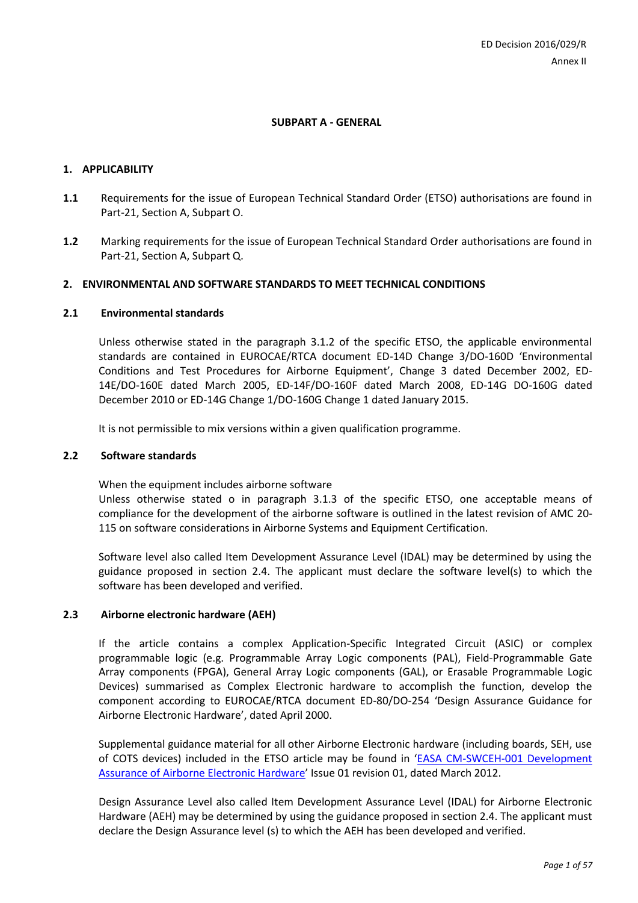ED Decision 2016/029/R
Annex II

# SUBPART A - GENERAL

## 1. APPLICABILITY

**1.1** Requirements for the issue of European Technical Standard Order (ETSO) authorisations are found in Part-21, Section A, Subpart O.

**1.2** Marking requirements for the issue of European Technical Standard Order authorisations are found in Part-21, Section A, Subpart Q.

## 2. ENVIRONMENTAL AND SOFTWARE STANDARDS TO MEET TECHNICAL CONDITIONS

### 2.1 Environmental standards

Unless otherwise stated in the paragraph 3.1.2 of the specific ETSO, the applicable environmental standards are contained in EUROCAE/RTCA document ED-14D Change 3/DO-160D 'Environmental Conditions and Test Procedures for Airborne Equipment', Change 3 dated December 2002, ED-14E/DO-160E dated March 2005, ED-14F/DO-160F dated March 2008, ED-14G DO-160G dated December 2010 or ED-14G Change 1/DO-160G Change 1 dated January 2015.

It is not permissible to mix versions within a given qualification programme.

### 2.2 Software standards

When the equipment includes airborne software
Unless otherwise stated o in paragraph 3.1.3 of the specific ETSO, one acceptable means of compliance for the development of the airborne software is outlined in the latest revision of AMC 20-115 on software considerations in Airborne Systems and Equipment Certification.

Software level also called Item Development Assurance Level (IDAL) may be determined by using the guidance proposed in section 2.4. The applicant must declare the software level(s) to which the software has been developed and verified.

### 2.3 Airborne electronic hardware (AEH)

If the article contains a complex Application-Specific Integrated Circuit (ASIC) or complex programmable logic (e.g. Programmable Array Logic components (PAL), Field-Programmable Gate Array components (FPGA), General Array Logic components (GAL), or Erasable Programmable Logic Devices) summarised as Complex Electronic hardware to accomplish the function, develop the component according to EUROCAE/RTCA document ED-80/DO-254 'Design Assurance Guidance for Airborne Electronic Hardware', dated April 2000.

Supplemental guidance material for all other Airborne Electronic hardware (including boards, SEH, use of COTS devices) included in the ETSO article may be found in 'EASA CM-SWCEH-001 Development Assurance of Airborne Electronic Hardware' Issue 01 revision 01, dated March 2012.

Design Assurance Level also called Item Development Assurance Level (IDAL) for Airborne Electronic Hardware (AEH) may be determined by using the guidance proposed in section 2.4. The applicant must declare the Design Assurance level (s) to which the AEH has been developed and verified.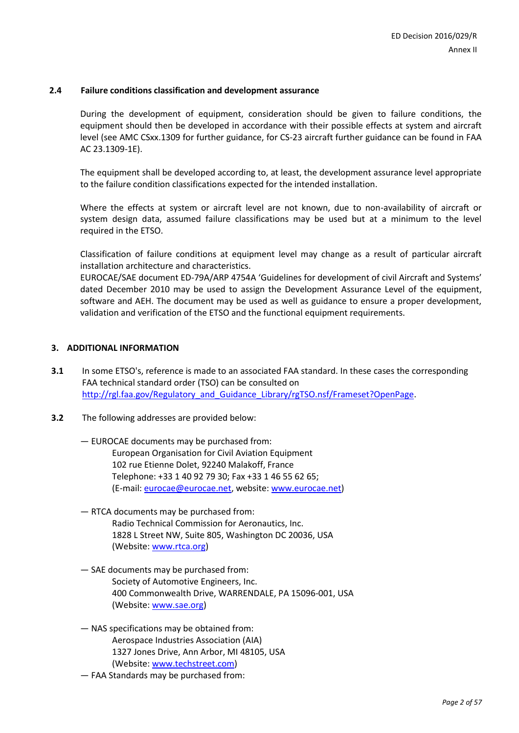### 2.4 Failure conditions classification and development assurance

During the development of equipment, consideration should be given to failure conditions, the equipment should then be developed in accordance with their possible effects at system and aircraft level (see AMC CSxx.1309 for further guidance, for CS-23 aircraft further guidance can be found in FAA AC 23.1309-1E).

The equipment shall be developed according to, at least, the development assurance level appropriate to the failure condition classifications expected for the intended installation.

Where the effects at system or aircraft level are not known, due to non-availability of aircraft or system design data, assumed failure classifications may be used but at a minimum to the level required in the ETSO.

Classification of failure conditions at equipment level may change as a result of particular aircraft installation architecture and characteristics.
EUROCAE/SAE document ED-79A/ARP 4754A 'Guidelines for development of civil Aircraft and Systems' dated December 2010 may be used to assign the Development Assurance Level of the equipment, software and AEH. The document may be used as well as guidance to ensure a proper development, validation and verification of the ETSO and the functional equipment requirements.

## 3. ADDITIONAL INFORMATION

**3.1** In some ETSO's, reference is made to an associated FAA standard. In these cases the corresponding FAA technical standard order (TSO) can be consulted on http://rgl.faa.gov/Regulatory_and_Guidance_Library/rgTSO.nsf/Frameset?OpenPage.

**3.2** The following addresses are provided below:

— EUROCAE documents may be purchased from:
European Organisation for Civil Aviation Equipment
102 rue Etienne Dolet, 92240 Malakoff, France
Telephone: +33 1 40 92 79 30; Fax +33 1 46 55 62 65;
(E-mail: eurocae@eurocae.net, website: www.eurocae.net)

— RTCA documents may be purchased from:
Radio Technical Commission for Aeronautics, Inc.
1828 L Street NW, Suite 805, Washington DC 20036, USA
(Website: www.rtca.org)

— SAE documents may be purchased from:
Society of Automotive Engineers, Inc.
400 Commonwealth Drive, WARRENDALE, PA 15096-001, USA
(Website: www.sae.org)

— NAS specifications may be obtained from:
Aerospace Industries Association (AIA)
1327 Jones Drive, Ann Arbor, MI 48105, USA
(Website: www.techstreet.com)

— FAA Standards may be purchased from: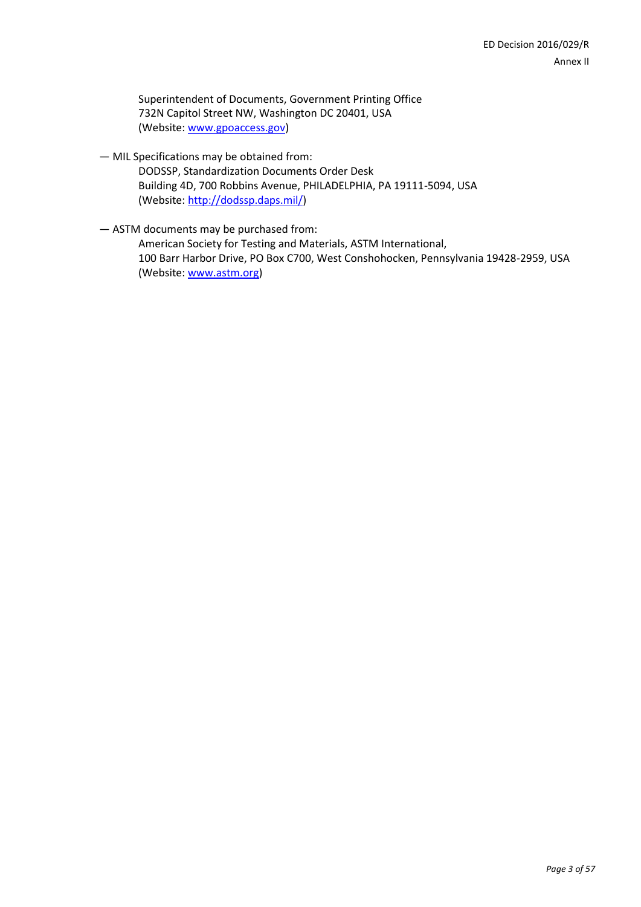Superintendent of Documents, Government Printing Office
732N Capitol Street NW, Washington DC 20401, USA
(Website: www.gpoaccess.gov)

— MIL Specifications may be obtained from:
DODSSP, Standardization Documents Order Desk
Building 4D, 700 Robbins Avenue, PHILADELPHIA, PA 19111-5094, USA
(Website: http://dodssp.daps.mil/)

— ASTM documents may be purchased from:
American Society for Testing and Materials, ASTM International,
100 Barr Harbor Drive, PO Box C700, West Conshohocken, Pennsylvania 19428-2959, USA
(Website: www.astm.org)